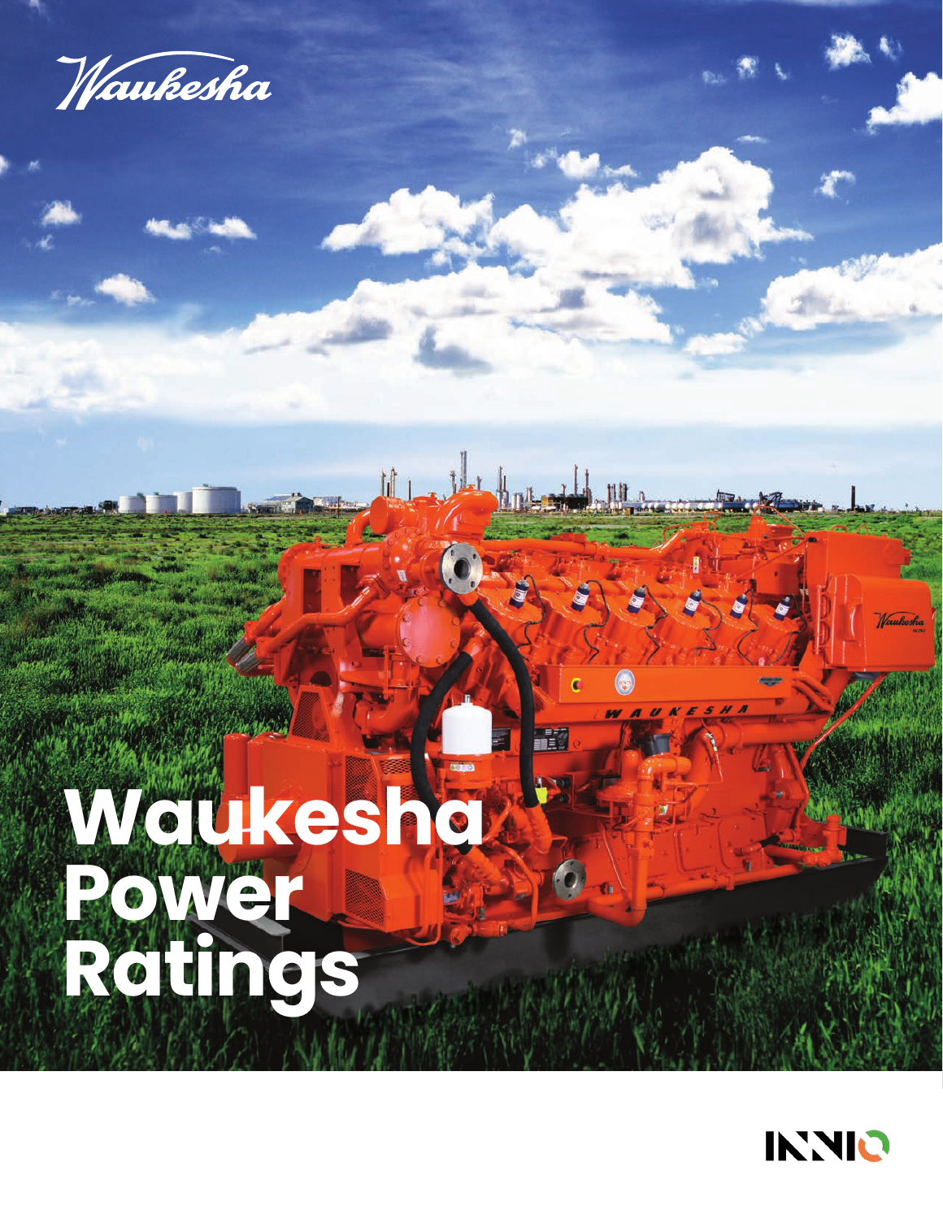Waukesha

# Waukesha Power Ratings

INNIO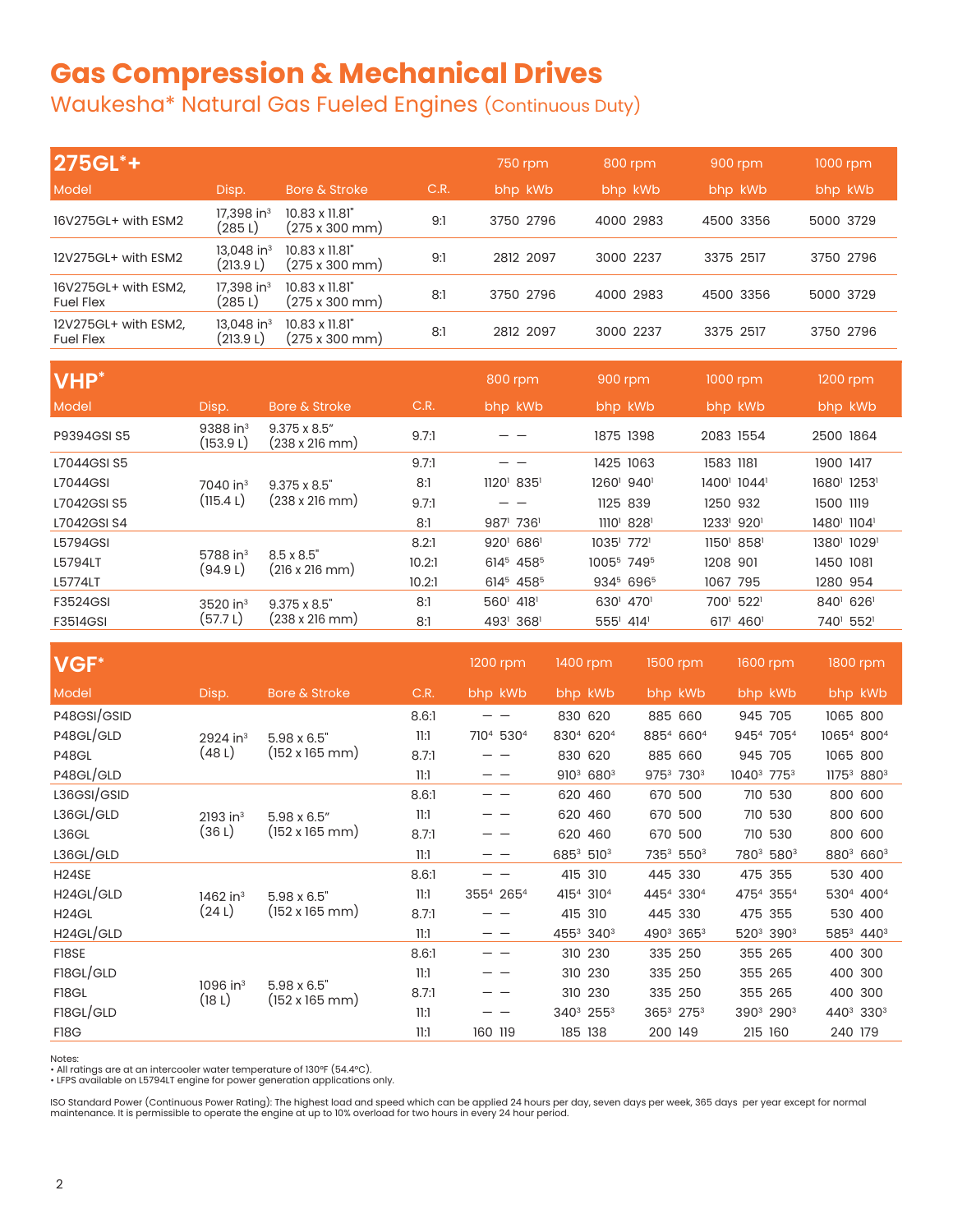# Gas Compression & Mechanical Drives

## Waukesha* Natural Gas Fueled Engines (Continuous Duty)

### 275GL*+

| Model | Disp. | Bore & Stroke | C.R. | 750 rpm bhp | 750 rpm kWb | 800 rpm bhp | 800 rpm kWb | 900 rpm bhp | 900 rpm kWb | 1000 rpm bhp | 1000 rpm kWb |
|---|---|---|---|---|---|---|---|---|---|---|---|
| 16V275GL+ with ESM2 | 17,398 in³ (285 L) | 10.83 x 11.81" (275 x 300 mm) | 9:1 | 3750 | 2796 | 4000 | 2983 | 4500 | 3356 | 5000 | 3729 |
| 12V275GL+ with ESM2 | 13,048 in³ (213.9 L) | 10.83 x 11.81" (275 x 300 mm) | 9:1 | 2812 | 2097 | 3000 | 2237 | 3375 | 2517 | 3750 | 2796 |
| 16V275GL+ with ESM2, Fuel Flex | 17,398 in³ (285 L) | 10.83 x 11.81" (275 x 300 mm) | 8:1 | 3750 | 2796 | 4000 | 2983 | 4500 | 3356 | 5000 | 3729 |
| 12V275GL+ with ESM2, Fuel Flex | 13,048 in³ (213.9 L) | 10.83 x 11.81" (275 x 300 mm) | 8:1 | 2812 | 2097 | 3000 | 2237 | 3375 | 2517 | 3750 | 2796 |

### VHP*

| Model | Disp. | Bore & Stroke | C.R. | 800 rpm bhp | 800 rpm kWb | 900 rpm bhp | 900 rpm kWb | 1000 rpm bhp | 1000 rpm kWb | 1200 rpm bhp | 1200 rpm kWb |
|---|---|---|---|---|---|---|---|---|---|---|---|
| P9394GSI S5 | 9388 in³ (153.9 L) | 9.375 x 8.5" (238 x 216 mm) | 9.7:1 | — | — | 1875 | 1398 | 2083 | 1554 | 2500 | 1864 |
| L7044GSI S5 | 7040 in³ (115.4 L) | 9.375 x 8.5" (238 x 216 mm) | 9.7:1 | — | — | 1425 | 1063 | 1583 | 1181 | 1900 | 1417 |
| L7044GSI | | | 8:1 | 1120[1] | 835[1] | 1260[1] | 940[1] | 1400[1] | 1044[1] | 1680[1] | 1253[1] |
| L7042GSI S5 | | | 9.7:1 | — | — | 1125 | 839 | 1250 | 932 | 1500 | 1119 |
| L7042GSI S4 | | | 8:1 | 987[1] | 736[1] | 1110[1] | 828[1] | 1233[1] | 920[1] | 1480[1] | 1104[1] |
| L5794GSI | 5788 in³ (94.9 L) | 8.5 x 8.5" (216 x 216 mm) | 8.2:1 | 920[1] | 686[1] | 1035[1] | 772[1] | 1150[1] | 858[1] | 1380[1] | 1029[1] |
| L5794LT | | | 10.2:1 | 614[5] | 458[5] | 1005[5] | 749[5] | 1208 | 901 | 1450 | 1081 |
| L5774LT | | | 10.2:1 | 614[5] | 458[5] | 934[5] | 696[5] | 1067 | 795 | 1280 | 954 |
| F3524GSI | 3520 in³ (57.7 L) | 9.375 x 8.5" (238 x 216 mm) | 8:1 | 560[1] | 418[1] | 630[1] | 470[1] | 700[1] | 522[1] | 840[1] | 626[1] |
| F3514GSI | | | 8:1 | 493[1] | 368[1] | 555[1] | 414[1] | 617[1] | 460[1] | 740[1] | 552[1] |

### VGF*

| Model | Disp. | Bore & Stroke | C.R. | 1200 rpm bhp | 1200 rpm kWb | 1400 rpm bhp | 1400 rpm kWb | 1500 rpm bhp | 1500 rpm kWb | 1600 rpm bhp | 1600 rpm kWb | 1800 rpm bhp | 1800 rpm kWb |
|---|---|---|---|---|---|---|---|---|---|---|---|---|---|
| P48GSI/GSID | 2924 in³ (48 L) | 5.98 x 6.5" (152 x 165 mm) | 8.6:1 | — | — | 830 | 620 | 885 | 660 | 945 | 705 | 1065 | 800 |
| P48GL/GLD | | | 11:1 | 710[4] | 530[4] | 830[4] | 620[4] | 885[4] | 660[4] | 945[4] | 705[4] | 1065[4] | 800[4] |
| P48GL | | | 8.7:1 | — | — | 830 | 620 | 885 | 660 | 945 | 705 | 1065 | 800 |
| P48GL/GLD | | | 11:1 | — | — | 910[3] | 680[3] | 975[3] | 730[3] | 1040[3] | 775[3] | 1175[3] | 880[3] |
| L36GSI/GSID | 2193 in³ (36 L) | 5.98 x 6.5" (152 x 165 mm) | 8.6:1 | — | — | 620 | 460 | 670 | 500 | 710 | 530 | 800 | 600 |
| L36GL/GLD | | | 11:1 | — | — | 620 | 460 | 670 | 500 | 710 | 530 | 800 | 600 |
| L36GL | | | 8.7:1 | — | — | 620 | 460 | 670 | 500 | 710 | 530 | 800 | 600 |
| L36GL/GLD | | | 11:1 | — | — | 685[3] | 510[3] | 735[3] | 550[3] | 780[3] | 580[3] | 880[3] | 660[3] |
| H24SE | 1462 in³ (24 L) | 5.98 x 6.5" (152 x 165 mm) | 8.6:1 | — | — | 415 | 310 | 445 | 330 | 475 | 355 | 530 | 400 |
| H24GL/GLD | | | 11:1 | 355[4] | 265[4] | 415[4] | 310[4] | 445[4] | 330[4] | 475[4] | 355[4] | 530[4] | 400[4] |
| H24GL | | | 8.7:1 | — | — | 415 | 310 | 445 | 330 | 475 | 355 | 530 | 400 |
| H24GL/GLD | | | 11:1 | — | — | 455[3] | 340[3] | 490[3] | 365[3] | 520[3] | 390[3] | 585[3] | 440[3] |
| F18SE | 1096 in³ (18 L) | 5.98 x 6.5" (152 x 165 mm) | 8.6:1 | — | — | 310 | 230 | 335 | 250 | 355 | 265 | 400 | 300 |
| F18GL/GLD | | | 11:1 | — | — | 310 | 230 | 335 | 250 | 355 | 265 | 400 | 300 |
| F18GL | | | 8.7:1 | — | — | 310 | 230 | 335 | 250 | 355 | 265 | 400 | 300 |
| F18GL/GLD | | | 11:1 | — | — | 340[3] | 255[3] | 365[3] | 275[3] | 390[3] | 290[3] | 440[3] | 330[3] |
| F18G | | | 11:1 | 160 | 119 | 185 | 138 | 200 | 149 | 215 | 160 | 240 | 179 |

Notes:
- All ratings are at an intercooler water temperature of 130°F (54.4°C).
- LFPS available on L5794LT engine for power generation applications only.

ISO Standard Power (Continuous Power Rating): The highest load and speed which can be applied 24 hours per day, seven days per week, 365 days per year except for normal maintenance. It is permissible to operate the engine at up to 10% overload for two hours in every 24 hour period.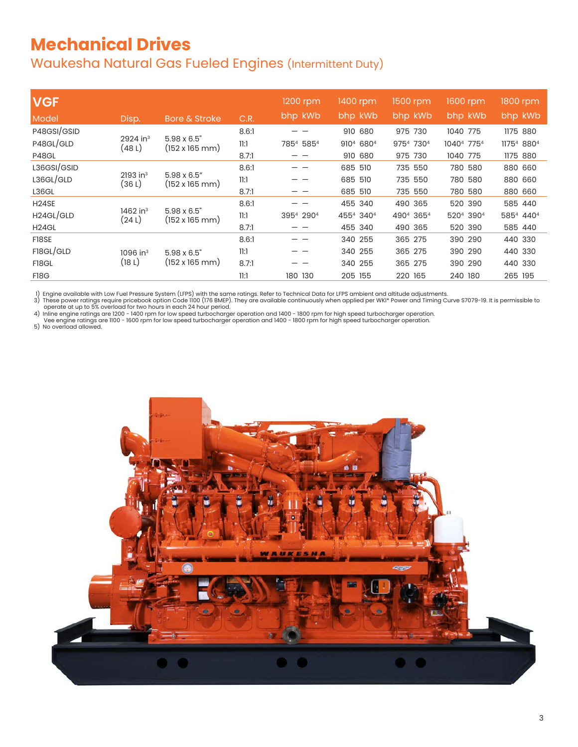# Mechanical Drives

## Waukesha Natural Gas Fueled Engines (Intermittent Duty)

| VGF | | | | 1200 rpm | | 1400 rpm | | 1500 rpm | | 1600 rpm | | 1800 rpm | |
|---|---|---|---|---|---|---|---|---|---|---|---|---|---|
| Model | Disp. | Bore & Stroke | C.R. | bhp | kWb | bhp | kWb | bhp | kWb | bhp | kWb | bhp | kWb |
| P48GSI/GSID | 2924 in³ (48 L) | 5.98 x 6.5" (152 x 165 mm) | 8.6:1 | — | — | 910 | 680 | 975 | 730 | 1040 | 775 | 1175 | 880 |
| P48GL/GLD | | | 11:1 | 785[4] | 585[4] | 910[4] | 680[4] | 975[4] | 730[4] | 1040[4] | 775[4] | 1175[4] | 880[4] |
| P48GL | | | 8.7:1 | — | — | 910 | 680 | 975 | 730 | 1040 | 775 | 1175 | 880 |
| L36GSI/GSID | 2193 in³ (36 L) | 5.98 x 6.5" (152 x 165 mm) | 8.6:1 | — | — | 685 | 510 | 735 | 550 | 780 | 580 | 880 | 660 |
| L36GL/GLD | | | 11:1 | — | — | 685 | 510 | 735 | 550 | 780 | 580 | 880 | 660 |
| L36GL | | | 8.7:1 | — | — | 685 | 510 | 735 | 550 | 780 | 580 | 880 | 660 |
| H24SE | 1462 in³ (24 L) | 5.98 x 6.5" (152 x 165 mm) | 8.6:1 | — | — | 455 | 340 | 490 | 365 | 520 | 390 | 585 | 440 |
| H24GL/GLD | | | 11:1 | 395[4] | 290[4] | 455[4] | 340[4] | 490[4] | 365[4] | 520[4] | 390[4] | 585[4] | 440[4] |
| H24GL | | | 8.7:1 | — | — | 455 | 340 | 490 | 365 | 520 | 390 | 585 | 440 |
| F18SE | 1096 in³ (18 L) | 5.98 x 6.5" (152 x 165 mm) | 8.6:1 | — | — | 340 | 255 | 365 | 275 | 390 | 290 | 440 | 330 |
| F18GL/GLD | | | 11:1 | — | — | 340 | 255 | 365 | 275 | 390 | 290 | 440 | 330 |
| F18GL | | | 8.7:1 | — | — | 340 | 255 | 365 | 275 | 390 | 290 | 440 | 330 |
| F18G | | | 11:1 | 180 | 130 | 205 | 155 | 220 | 165 | 240 | 180 | 265 | 195 |

1) Engine available with Low Fuel Pressure System (LFPS) with the same ratings. Refer to Technical Data for LFPS ambient and altitude adjustments.
3) These power ratings require pricebook option Code 1100 (176 BMEP). They are available continuously when applied per WKI* Power and Timing Curve S7079-19. It is permissible to operate at up to 5% overload for two hours in each 24 hour period.
4) Inline engine ratings are 1200 - 1400 rpm for low speed turbocharger operation and 1400 - 1800 rpm for high speed turbocharger operation.
Vee engine ratings are 1100 - 1600 rpm for low speed turbocharger operation and 1400 - 1800 rpm for high speed turbocharger operation.
5) No overload allowed.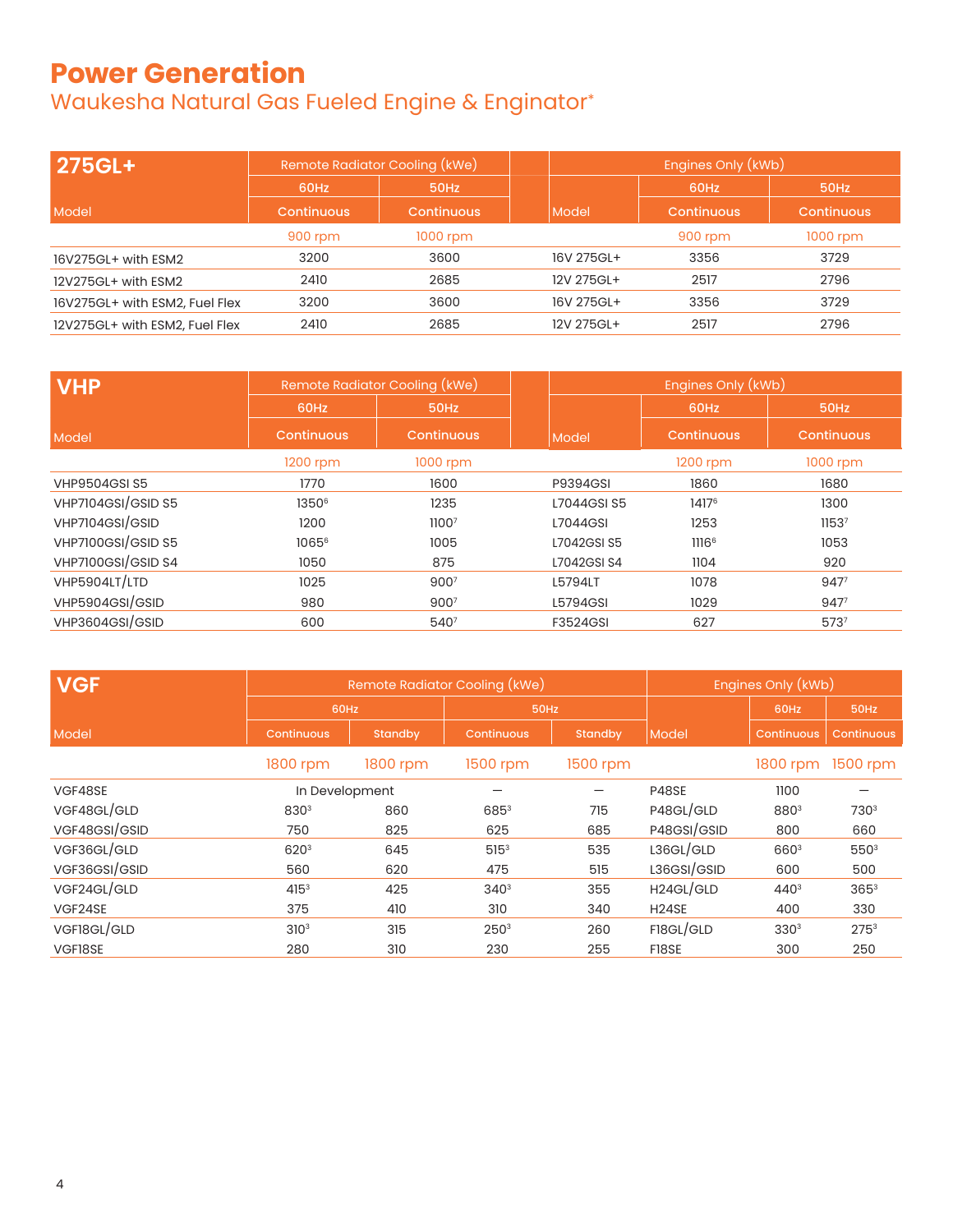# Power Generation

## Waukesha Natural Gas Fueled Engine & Enginator*

| 275GL+ | Remote Radiator Cooling (kWe) | | | Engines Only (kWb) | |
|---|---|---|---|---|---|
| | 60Hz | 50Hz | | 60Hz | 50Hz |
| Model | Continuous | Continuous | Model | Continuous | Continuous |
| | 900 rpm | 1000 rpm | | 900 rpm | 1000 rpm |
| 16V275GL+ with ESM2 | 3200 | 3600 | 16V 275GL+ | 3356 | 3729 |
| 12V275GL+ with ESM2 | 2410 | 2685 | 12V 275GL+ | 2517 | 2796 |
| 16V275GL+ with ESM2, Fuel Flex | 3200 | 3600 | 16V 275GL+ | 3356 | 3729 |
| 12V275GL+ with ESM2, Fuel Flex | 2410 | 2685 | 12V 275GL+ | 2517 | 2796 |

| VHP | Remote Radiator Cooling (kWe) | | | Engines Only (kWb) | |
|---|---|---|---|---|---|
| | 60Hz | 50Hz | | 60Hz | 50Hz |
| Model | Continuous | Continuous | Model | Continuous | Continuous |
| | 1200 rpm | 1000 rpm | | 1200 rpm | 1000 rpm |
| VHP9504GSI S5 | 1770 | 1600 | P9394GSI | 1860 | 1680 |
| VHP7104GSI/GSID S5 | 1350[6] | 1235 | L7044GSI S5 | 1417[6] | 1300 |
| VHP7104GSI/GSID | 1200 | 1100[7] | L7044GSI | 1253 | 1153[7] |
| VHP7100GSI/GSID S5 | 1065[6] | 1005 | L7042GSI S5 | 1116[6] | 1053 |
| VHP7100GSI/GSID S4 | 1050 | 875 | L7042GSI S4 | 1104 | 920 |
| VHP5904LT/LTD | 1025 | 900[7] | L5794LT | 1078 | 947[7] |
| VHP5904GSI/GSID | 980 | 900[7] | L5794GSI | 1029 | 947[7] |
| VHP3604GSI/GSID | 600 | 540[7] | F3524GSI | 627 | 573[7] |

| VGF | Remote Radiator Cooling (kWe) | | | | Engines Only (kWb) | | |
|---|---|---|---|---|---|---|---|
| | 60Hz | | 50Hz | | | 60Hz | 50Hz |
| Model | Continuous | Standby | Continuous | Standby | Model | Continuous | Continuous |
| | 1800 rpm | 1800 rpm | 1500 rpm | 1500 rpm | | 1800 rpm | 1500 rpm |
| VGF48SE | In Development | | — | — | P48SE | 1100 | — |
| VGF48GL/GLD | 830[3] | 860 | 685[3] | 715 | P48GL/GLD | 880[3] | 730[3] |
| VGF48GSI/GSID | 750 | 825 | 625 | 685 | P48GSI/GSID | 800 | 660 |
| VGF36GL/GLD | 620[3] | 645 | 515[3] | 535 | L36GL/GLD | 660[3] | 550[3] |
| VGF36GSI/GSID | 560 | 620 | 475 | 515 | L36GSI/GSID | 600 | 500 |
| VGF24GL/GLD | 415[3] | 425 | 340[3] | 355 | H24GL/GLD | 440[3] | 365[3] |
| VGF24SE | 375 | 410 | 310 | 340 | H24SE | 400 | 330 |
| VGF18GL/GLD | 310[3] | 315 | 250[3] | 260 | F18GL/GLD | 330[3] | 275[3] |
| VGF18SE | 280 | 310 | 230 | 255 | F18SE | 300 | 250 |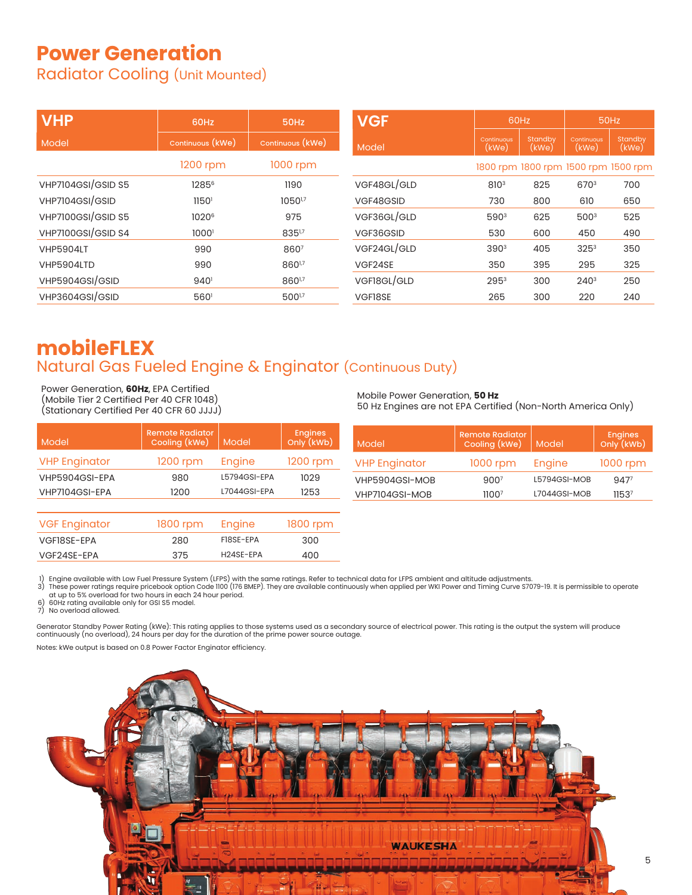# Power Generation

## Radiator Cooling (Unit Mounted)

| VHP Model | 60Hz Continuous (kWe) | 50Hz Continuous (kWe) |
|---|---|---|
| | 1200 rpm | 1000 rpm |
| VHP7104GSI/GSID S5 | 1285[6] | 1190 |
| VHP7104GSI/GSID | 1150[1] | 1050[1,7] |
| VHP7100GSI/GSID S5 | 1020[6] | 975 |
| VHP7100GSI/GSID S4 | 1000[1] | 835[1,7] |
| VHP5904LT | 990 | 860[7] |
| VHP5904LTD | 990 | 860[1,7] |
| VHP5904GSI/GSID | 940[1] | 860[1,7] |
| VHP3604GSI/GSID | 560[1] | 500[1,7] |

| VGF Model | 60Hz Continuous (kWe) | 60Hz Standby (kWe) | 50Hz Continuous (kWe) | 50Hz Standby (kWe) |
|---|---|---|---|---|
| | 1800 rpm | 1800 rpm | 1500 rpm | 1500 rpm |
| VGF48GL/GLD | 810[3] | 825 | 670[3] | 700 |
| VGF48GSID | 730 | 800 | 610 | 650 |
| VGF36GL/GLD | 590[3] | 625 | 500[3] | 525 |
| VGF36GSID | 530 | 600 | 450 | 490 |
| VGF24GL/GLD | 390[3] | 405 | 325[3] | 350 |
| VGF24SE | 350 | 395 | 295 | 325 |
| VGF18GL/GLD | 295[3] | 300 | 240[3] | 250 |
| VGF18SE | 265 | 300 | 220 | 240 |

# mobileFLEX

## Natural Gas Fueled Engine & Enginator (Continuous Duty)

Power Generation, **60Hz**, EPA Certified
(Mobile Tier 2 Certified Per 40 CFR 1048)
(Stationary Certified Per 40 CFR 60 JJJJ)

| Model | Remote Radiator Cooling (kWe) | Model | Engines Only (kWb) |
|---|---|---|---|
| VHP Enginator | 1200 rpm | Engine | 1200 rpm |
| VHP5904GSI-EPA | 980 | L5794GSI-EPA | 1029 |
| VHP7104GSI-EPA | 1200 | L7044GSI-EPA | 1253 |
| VGF Enginator | 1800 rpm | Engine | 1800 rpm |
| VGF18SE-EPA | 280 | F18SE-EPA | 300 |
| VGF24SE-EPA | 375 | H24SE-EPA | 400 |

Mobile Power Generation, **50 Hz**
50 Hz Engines are not EPA Certified (Non-North America Only)

| Model | Remote Radiator Cooling (kWe) | Model | Engines Only (kWb) |
|---|---|---|---|
| VHP Enginator | 1000 rpm | Engine | 1000 rpm |
| VHP5904GSI-MOB | 900[7] | L5794GSI-MOB | 947[7] |
| VHP7104GSI-MOB | 1100[7] | L7044GSI-MOB | 1153[7] |

1) Engine available with Low Fuel Pressure System (LFPS) with the same ratings. Refer to technical data for LFPS ambient and altitude adjustments.
3) These power ratings require pricebook option Code 1100 (176 BMEP). They are available continuously when applied per WKI Power and Timing Curve S7079-19. It is permissible to operate at up to 5% overload for two hours in each 24 hour period.
6) 60Hz rating available only for GSI S5 model.
7) No overload allowed.

Generator Standby Power Rating (kWe): This rating applies to those systems used as a secondary source of electrical power. This rating is the output the system will produce continuously (no overload), 24 hours per day for the duration of the prime power source outage.

Notes: kWe output is based on 0.8 Power Factor Enginator efficiency.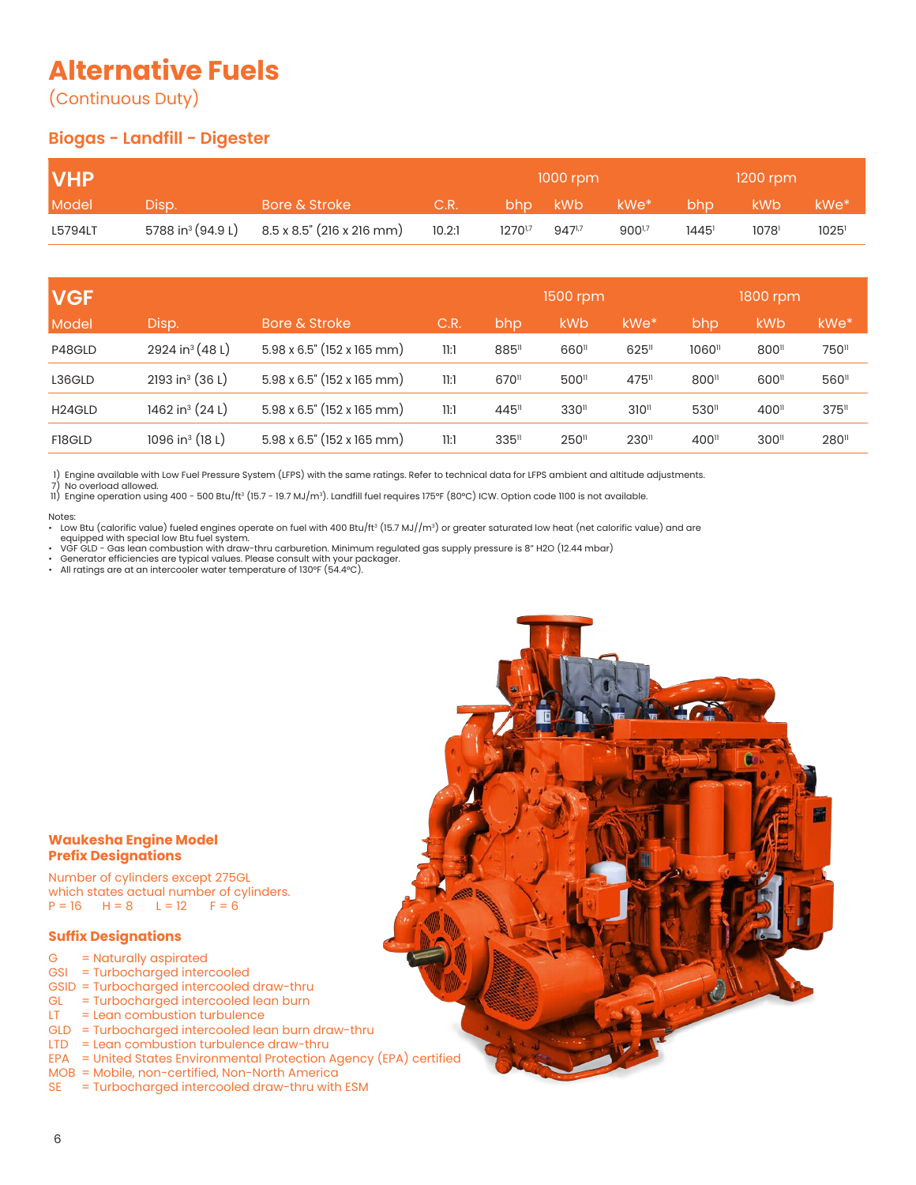# Alternative Fuels

(Continuous Duty)

## Biogas - Landfill - Digester

| VHP | | | | 1000 rpm | | | 1200 rpm | | |
|---|---|---|---|---|---|---|---|---|---|
| Model | Disp. | Bore & Stroke | C.R. | bhp | kWb | kWe* | bhp | kWb | kWe* |
| L5794LT | 5788 in³ (94.9 L) | 8.5 x 8.5" (216 x 216 mm) | 10.2:1 | 1270[1,7] | 947[1,7] | 900[1,7] | 1445[1] | 1078[1] | 1025[1] |

| VGF | | | | 1500 rpm | | | 1800 rpm | | |
|---|---|---|---|---|---|---|---|---|---|
| Model | Disp. | Bore & Stroke | C.R. | bhp | kWb | kWe* | bhp | kWb | kWe* |
| P48GLD | 2924 in³ (48 L) | 5.98 x 6.5" (152 x 165 mm) | 11:1 | 885[11] | 660[11] | 625[11] | 1060[11] | 800[11] | 750[11] |
| L36GLD | 2193 in³ (36 L) | 5.98 x 6.5" (152 x 165 mm) | 11:1 | 670[11] | 500[11] | 475[11] | 800[11] | 600[11] | 560[11] |
| H24GLD | 1462 in³ (24 L) | 5.98 x 6.5" (152 x 165 mm) | 11:1 | 445[11] | 330[11] | 310[11] | 530[11] | 400[11] | 375[11] |
| F18GLD | 1096 in³ (18 L) | 5.98 x 6.5" (152 x 165 mm) | 11:1 | 335[11] | 250[11] | 230[11] | 400[11] | 300[11] | 280[11] |

1) Engine available with Low Fuel Pressure System (LFPS) with the same ratings. Refer to technical data for LFPS ambient and altitude adjustments.
7) No overload allowed.
11) Engine operation using 400 - 500 Btu/ft³ (15.7 - 19.7 MJ/m³). Landfill fuel requires 175°F (80°C) ICW. Option code 1100 is not available.

Notes:

- Low Btu (calorific value) fueled engines operate on fuel with 400 Btu/ft³ (15.7 MJ//m³) or greater saturated low heat (net calorific value) and are equipped with special low Btu fuel system.
- VGF GLD - Gas lean combustion with draw-thru carburetion. Minimum regulated gas supply pressure is 8" H2O (12.44 mbar)
- Generator efficiencies are typical values. Please consult with your packager.
- All ratings are at an intercooler water temperature of 130°F (54.4°C).

### Waukesha Engine Model Prefix Designations

Number of cylinders except 275GL which states actual number of cylinders.
P = 16    H = 8    L = 12    F = 6

### Suffix Designations

- G = Naturally aspirated
- GSI = Turbocharged intercooled
- GSID = Turbocharged intercooled draw-thru
- GL = Turbocharged intercooled lean burn
- LT = Lean combustion turbulence
- GLD = Turbocharged intercooled lean burn draw-thru
- LTD = Lean combustion turbulence draw-thru
- EPA = United States Environmental Protection Agency (EPA) certified
- MOB = Mobile, non-certified, Non-North America
- SE = Turbocharged intercooled draw-thru with ESM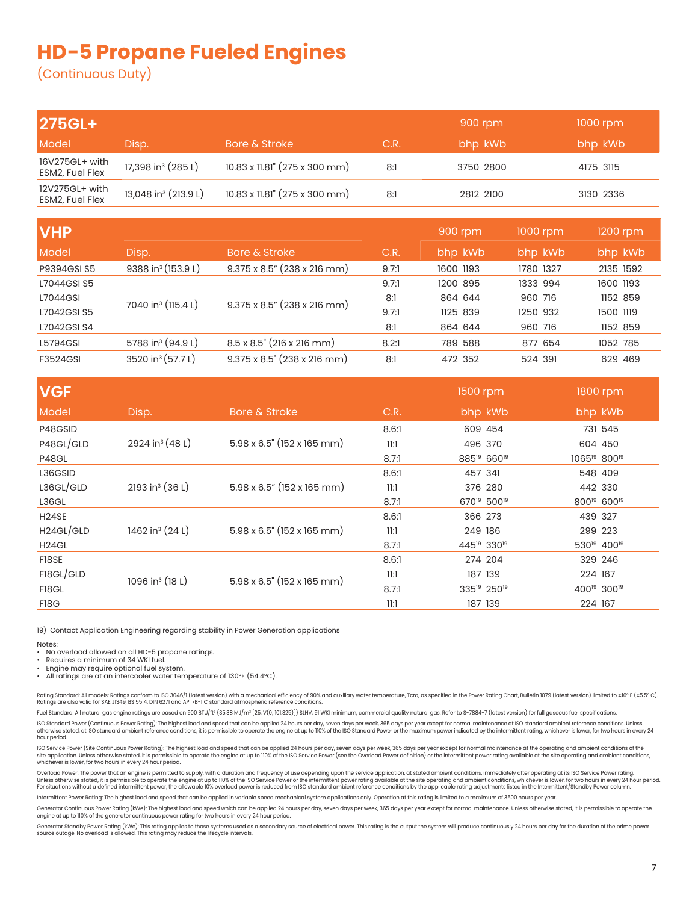# HD-5 Propane Fueled Engines

(Continuous Duty)

| 275GL+ | | | | 900 rpm | | 1000 rpm | |
|---|---|---|---|---|---|---|---|
| Model | Disp. | Bore & Stroke | C.R. | bhp | kWb | bhp | kWb |
| 16V275GL+ with ESM2, Fuel Flex | 17,398 in³ (285 L) | 10.83 x 11.81" (275 x 300 mm) | 8:1 | 3750 | 2800 | 4175 | 3115 |
| 12V275GL+ with ESM2, Fuel Flex | 13,048 in³ (213.9 L) | 10.83 x 11.81" (275 x 300 mm) | 8:1 | 2812 | 2100 | 3130 | 2336 |

| VHP | | | | 900 rpm | | 1000 rpm | | 1200 rpm | |
|---|---|---|---|---|---|---|---|---|---|
| Model | Disp. | Bore & Stroke | C.R. | bhp | kWb | bhp | kWb | bhp | kWb |
| P9394GSI S5 | 9388 in³ (153.9 L) | 9.375 x 8.5" (238 x 216 mm) | 9.7:1 | 1600 | 1193 | 1780 | 1327 | 2135 | 1592 |
| L7044GSI S5 | 7040 in³ (115.4 L) | 9.375 x 8.5" (238 x 216 mm) | 9.7:1 | 1200 | 895 | 1333 | 994 | 1600 | 1193 |
| L7044GSI | | | 8:1 | 864 | 644 | 960 | 716 | 1152 | 859 |
| L7042GSI S5 | | | 9.7:1 | 1125 | 839 | 1250 | 932 | 1500 | 1119 |
| L7042GSI S4 | | | 8:1 | 864 | 644 | 960 | 716 | 1152 | 859 |
| L5794GSI | 5788 in³ (94.9 L) | 8.5 x 8.5" (216 x 216 mm) | 8.2:1 | 789 | 588 | 877 | 654 | 1052 | 785 |
| F3524GSI | 3520 in³ (57.7 L) | 9.375 x 8.5" (238 x 216 mm) | 8:1 | 472 | 352 | 524 | 391 | 629 | 469 |

| VGF | | | | 1500 rpm | | 1800 rpm | |
|---|---|---|---|---|---|---|---|
| Model | Disp. | Bore & Stroke | C.R. | bhp | kWb | bhp | kWb |
| P48GSID | 2924 in³ (48 L) | 5.98 x 6.5" (152 x 165 mm) | 8.6:1 | 609 | 454 | 731 | 545 |
| P48GL/GLD | | | 11:1 | 496 | 370 | 604 | 450 |
| P48GL | | | 8.7:1 | 885[19] | 660[19] | 1065[19] | 800[19] |
| L36GSID | 2193 in³ (36 L) | 5.98 x 6.5" (152 x 165 mm) | 8.6:1 | 457 | 341 | 548 | 409 |
| L36GL/GLD | | | 11:1 | 376 | 280 | 442 | 330 |
| L36GL | | | 8.7:1 | 670[19] | 500[19] | 800[19] | 600[19] |
| H24SE | 1462 in³ (24 L) | 5.98 x 6.5" (152 x 165 mm) | 8.6:1 | 366 | 273 | 439 | 327 |
| H24GL/GLD | | | 11:1 | 249 | 186 | 299 | 223 |
| H24GL | | | 8.7:1 | 445[19] | 330[19] | 530[19] | 400[19] |
| F18SE | 1096 in³ (18 L) | 5.98 x 6.5" (152 x 165 mm) | 8.6:1 | 274 | 204 | 329 | 246 |
| F18GL/GLD | | | 11:1 | 187 | 139 | 224 | 167 |
| F18GL | | | 8.7:1 | 335[19] | 250[19] | 400[19] | 300[19] |
| F18G | | | 11:1 | 187 | 139 | 224 | 167 |

19) Contact Application Engineering regarding stability in Power Generation applications

Notes:
- No overload allowed on all HD-5 propane ratings.
- Requires a minimum of 34 WKI fuel.
- Engine may require optional fuel system.
- All ratings are at an intercooler water temperature of 130°F (54.4°C).

Rating Standard: All models: Ratings conform to ISO 3046/1 (latest version) with a mechanical efficiency of 90% and auxiliary water temperature, Tcra, as specified in the Power Rating Chart, Bulletin 1079 (latest version) limited to ±10° F (±5.5° C). Ratings are also valid for SAE J1349, BS 5514, DIN 6271 and API 7B-11C standard atmospheric reference conditions.

Fuel Standard: All natural gas engine ratings are based on 900 BTU/ft³ (35.38 MJ/m³ [25, V(0; 101.325)]) SLHV, 91 WKI minimum, commercial quality natural gas. Refer to S-7884-7 (latest version) for full gaseous fuel specifications.

ISO Standard Power (Continuous Power Rating): The highest load and speed that can be applied 24 hours per day, seven days per week, 365 days per year except for normal maintenance at ISO standard ambient reference conditions. Unless otherwise stated, at ISO standard ambient reference conditions, it is permissible to operate the engine at up to 110% of the ISO Standard Power or the maximum power indicated by the intermittent rating, whichever is lower, for two hours in every 24 hour period.

ISO Service Power (Site Continuous Power Rating): The highest load and speed that can be applied 24 hours per day, seven days per week, 365 days per year except for normal maintenance at the operating and ambient conditions of the site application. Unless otherwise stated, it is permissible to operate the engine at up to 110% of the ISO Service Power (see the Overload Power definition) or the intermittent power rating available at the site operating and ambient conditions, whichever is lower, for two hours in every 24 hour period.

Overload Power: The power that an engine is permitted to supply, with a duration and frequency of use depending upon the service application, at stated ambient conditions, immediately after operating at its ISO Service Power rating. Unless otherwise stated, it is permissible to operate the engine at up to 110% of the ISO Service Power or the intermittent power rating available at the site operating and ambient conditions, whichever is lower, for two hours in every 24 hour period. For situations without a defined intermittent power, the allowable 10% overload power is reduced from ISO standard ambient reference conditions by the applicable rating adjustments listed in the Intermittent/Standby Power column.

Intermittent Power Rating: The highest load and speed that can be applied in variable speed mechanical system applications only. Operation at this rating is limited to a maximum of 3500 hours per year.

Generator Continuous Power Rating (kWe): The highest load and speed which can be applied 24 hours per day, seven days per week, 365 days per year except for normal maintenance. Unless otherwise stated, it is permissible to operate the engine at up to 110% of the generator continuous power rating for two hours in every 24 hour period.

Generator Standby Power Rating (kWe): This rating applies to those systems used as a secondary source of electrical power. This rating is the output the system will produce continuously 24 hours per day for the duration of the prime power source outage. No overload is allowed. This rating may reduce the lifecycle intervals.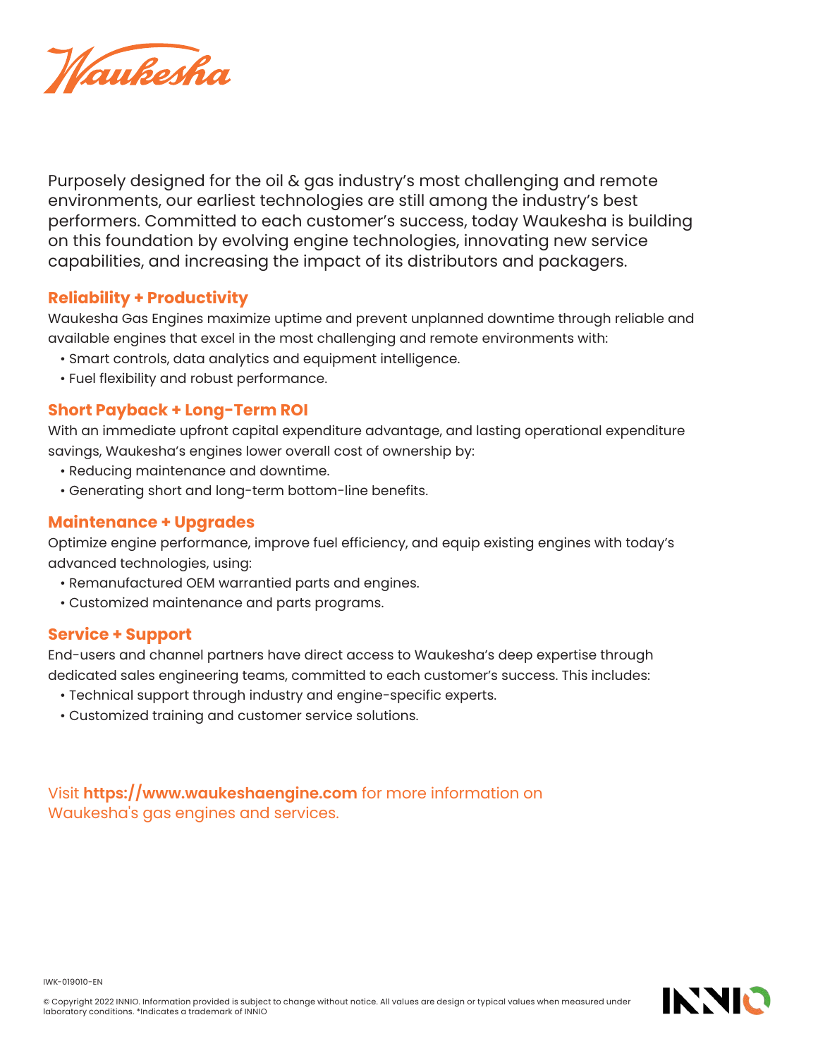Purposely designed for the oil & gas industry's most challenging and remote environments, our earliest technologies are still among the industry's best performers. Committed to each customer's success, today Waukesha is building on this foundation by evolving engine technologies, innovating new service capabilities, and increasing the impact of its distributors and packagers.

## Reliability + Productivity

Waukesha Gas Engines maximize uptime and prevent unplanned downtime through reliable and available engines that excel in the most challenging and remote environments with:

- Smart controls, data analytics and equipment intelligence.
- Fuel flexibility and robust performance.

## Short Payback + Long-Term ROI

With an immediate upfront capital expenditure advantage, and lasting operational expenditure savings, Waukesha's engines lower overall cost of ownership by:

- Reducing maintenance and downtime.
- Generating short and long-term bottom-line benefits.

## Maintenance + Upgrades

Optimize engine performance, improve fuel efficiency, and equip existing engines with today's advanced technologies, using:

- Remanufactured OEM warrantied parts and engines.
- Customized maintenance and parts programs.

## Service + Support

End-users and channel partners have direct access to Waukesha's deep expertise through dedicated sales engineering teams, committed to each customer's success. This includes:

- Technical support through industry and engine-specific experts.
- Customized training and customer service solutions.

Visit **https://www.waukeshaengine.com** for more information on Waukesha's gas engines and services.

IWK-019010-EN

© Copyright 2022 INNIO. Information provided is subject to change without notice. All values are design or typical values when measured under laboratory conditions. *Indicates a trademark of INNIO